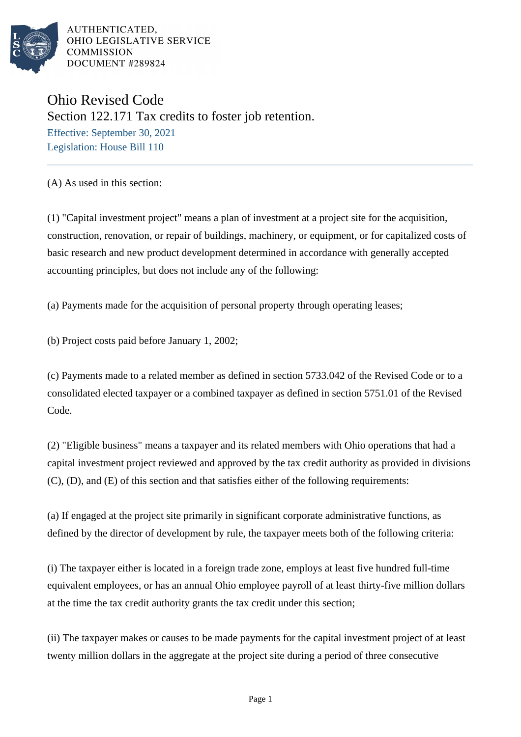AUTHENTICATED,
OHIO LEGISLATIVE SERVICE
COMMISSION
DOCUMENT #289824

# Ohio Revised Code

## Section 122.171 Tax credits to foster job retention.

Effective: September 30, 2021

Legislation: House Bill 110

(A) As used in this section:

(1) "Capital investment project" means a plan of investment at a project site for the acquisition, construction, renovation, or repair of buildings, machinery, or equipment, or for capitalized costs of basic research and new product development determined in accordance with generally accepted accounting principles, but does not include any of the following:

(a) Payments made for the acquisition of personal property through operating leases;

(b) Project costs paid before January 1, 2002;

(c) Payments made to a related member as defined in section 5733.042 of the Revised Code or to a consolidated elected taxpayer or a combined taxpayer as defined in section 5751.01 of the Revised Code.

(2) "Eligible business" means a taxpayer and its related members with Ohio operations that had a capital investment project reviewed and approved by the tax credit authority as provided in divisions (C), (D), and (E) of this section and that satisfies either of the following requirements:

(a) If engaged at the project site primarily in significant corporate administrative functions, as defined by the director of development by rule, the taxpayer meets both of the following criteria:

(i) The taxpayer either is located in a foreign trade zone, employs at least five hundred full-time equivalent employees, or has an annual Ohio employee payroll of at least thirty-five million dollars at the time the tax credit authority grants the tax credit under this section;

(ii) The taxpayer makes or causes to be made payments for the capital investment project of at least twenty million dollars in the aggregate at the project site during a period of three consecutive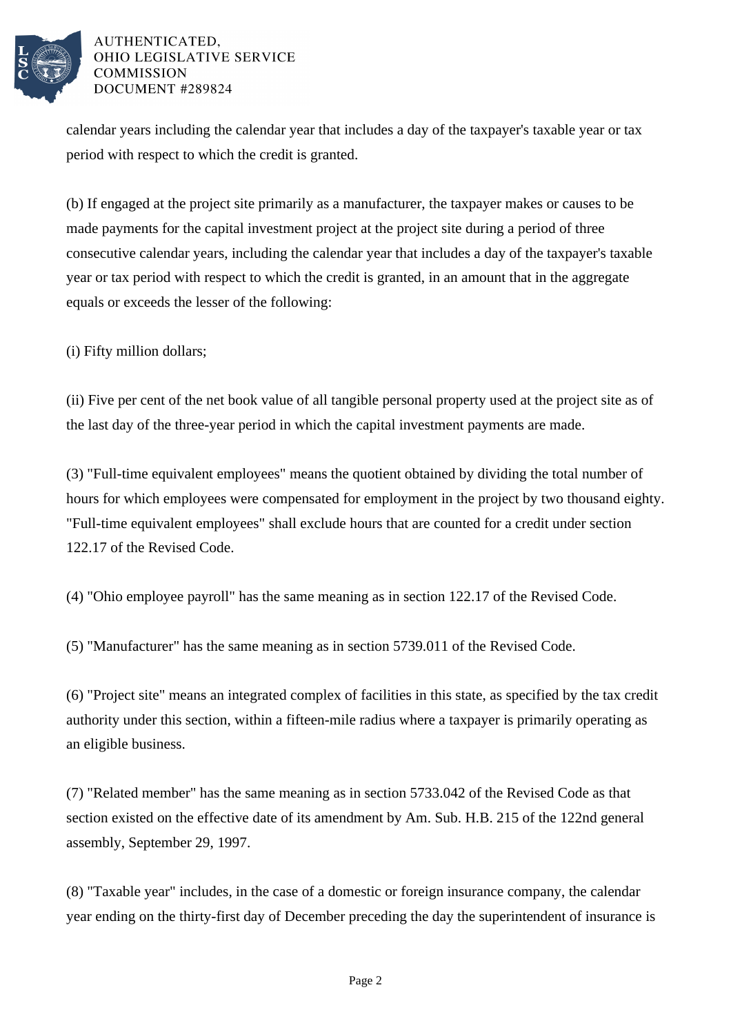calendar years including the calendar year that includes a day of the taxpayer's taxable year or tax period with respect to which the credit is granted.

(b) If engaged at the project site primarily as a manufacturer, the taxpayer makes or causes to be made payments for the capital investment project at the project site during a period of three consecutive calendar years, including the calendar year that includes a day of the taxpayer's taxable year or tax period with respect to which the credit is granted, in an amount that in the aggregate equals or exceeds the lesser of the following:

(i) Fifty million dollars;

(ii) Five per cent of the net book value of all tangible personal property used at the project site as of the last day of the three-year period in which the capital investment payments are made.

(3) "Full-time equivalent employees" means the quotient obtained by dividing the total number of hours for which employees were compensated for employment in the project by two thousand eighty. "Full-time equivalent employees" shall exclude hours that are counted for a credit under section 122.17 of the Revised Code.

(4) "Ohio employee payroll" has the same meaning as in section 122.17 of the Revised Code.

(5) "Manufacturer" has the same meaning as in section 5739.011 of the Revised Code.

(6) "Project site" means an integrated complex of facilities in this state, as specified by the tax credit authority under this section, within a fifteen-mile radius where a taxpayer is primarily operating as an eligible business.

(7) "Related member" has the same meaning as in section 5733.042 of the Revised Code as that section existed on the effective date of its amendment by Am. Sub. H.B. 215 of the 122nd general assembly, September 29, 1997.

(8) "Taxable year" includes, in the case of a domestic or foreign insurance company, the calendar year ending on the thirty-first day of December preceding the day the superintendent of insurance is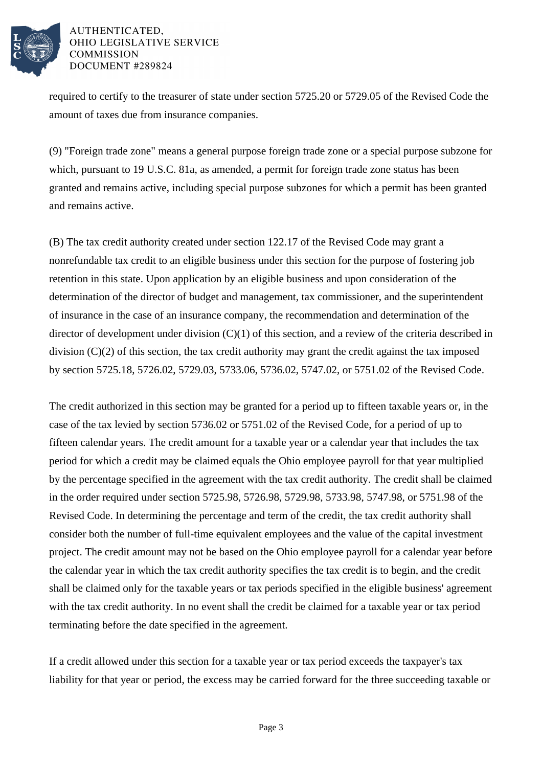required to certify to the treasurer of state under section 5725.20 or 5729.05 of the Revised Code the amount of taxes due from insurance companies.

(9) "Foreign trade zone" means a general purpose foreign trade zone or a special purpose subzone for which, pursuant to 19 U.S.C. 81a, as amended, a permit for foreign trade zone status has been granted and remains active, including special purpose subzones for which a permit has been granted and remains active.

(B) The tax credit authority created under section 122.17 of the Revised Code may grant a nonrefundable tax credit to an eligible business under this section for the purpose of fostering job retention in this state. Upon application by an eligible business and upon consideration of the determination of the director of budget and management, tax commissioner, and the superintendent of insurance in the case of an insurance company, the recommendation and determination of the director of development under division (C)(1) of this section, and a review of the criteria described in division (C)(2) of this section, the tax credit authority may grant the credit against the tax imposed by section 5725.18, 5726.02, 5729.03, 5733.06, 5736.02, 5747.02, or 5751.02 of the Revised Code.

The credit authorized in this section may be granted for a period up to fifteen taxable years or, in the case of the tax levied by section 5736.02 or 5751.02 of the Revised Code, for a period of up to fifteen calendar years. The credit amount for a taxable year or a calendar year that includes the tax period for which a credit may be claimed equals the Ohio employee payroll for that year multiplied by the percentage specified in the agreement with the tax credit authority. The credit shall be claimed in the order required under section 5725.98, 5726.98, 5729.98, 5733.98, 5747.98, or 5751.98 of the Revised Code. In determining the percentage and term of the credit, the tax credit authority shall consider both the number of full-time equivalent employees and the value of the capital investment project. The credit amount may not be based on the Ohio employee payroll for a calendar year before the calendar year in which the tax credit authority specifies the tax credit is to begin, and the credit shall be claimed only for the taxable years or tax periods specified in the eligible business' agreement with the tax credit authority. In no event shall the credit be claimed for a taxable year or tax period terminating before the date specified in the agreement.

If a credit allowed under this section for a taxable year or tax period exceeds the taxpayer's tax liability for that year or period, the excess may be carried forward for the three succeeding taxable or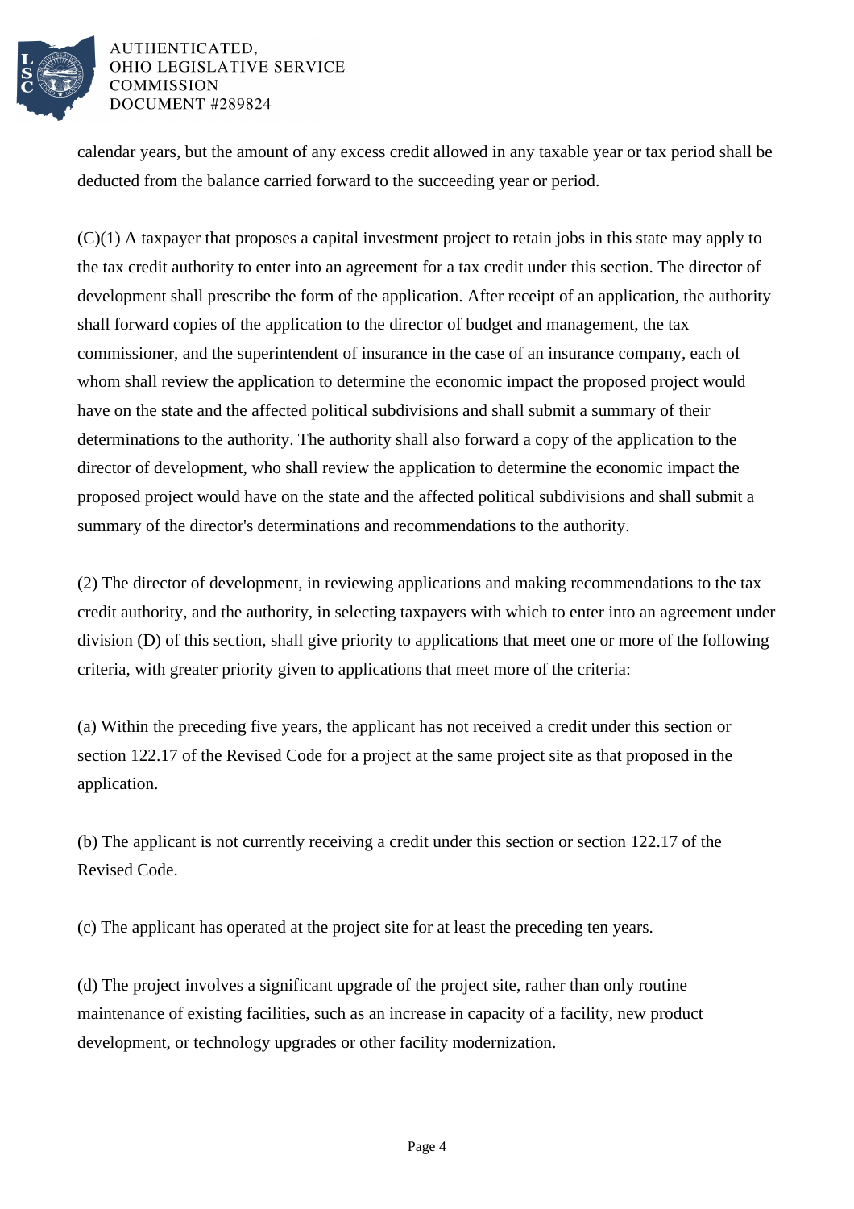calendar years, but the amount of any excess credit allowed in any taxable year or tax period shall be deducted from the balance carried forward to the succeeding year or period.

(C)(1) A taxpayer that proposes a capital investment project to retain jobs in this state may apply to the tax credit authority to enter into an agreement for a tax credit under this section. The director of development shall prescribe the form of the application. After receipt of an application, the authority shall forward copies of the application to the director of budget and management, the tax commissioner, and the superintendent of insurance in the case of an insurance company, each of whom shall review the application to determine the economic impact the proposed project would have on the state and the affected political subdivisions and shall submit a summary of their determinations to the authority. The authority shall also forward a copy of the application to the director of development, who shall review the application to determine the economic impact the proposed project would have on the state and the affected political subdivisions and shall submit a summary of the director's determinations and recommendations to the authority.

(2) The director of development, in reviewing applications and making recommendations to the tax credit authority, and the authority, in selecting taxpayers with which to enter into an agreement under division (D) of this section, shall give priority to applications that meet one or more of the following criteria, with greater priority given to applications that meet more of the criteria:

(a) Within the preceding five years, the applicant has not received a credit under this section or section 122.17 of the Revised Code for a project at the same project site as that proposed in the application.

(b) The applicant is not currently receiving a credit under this section or section 122.17 of the Revised Code.

(c) The applicant has operated at the project site for at least the preceding ten years.

(d) The project involves a significant upgrade of the project site, rather than only routine maintenance of existing facilities, such as an increase in capacity of a facility, new product development, or technology upgrades or other facility modernization.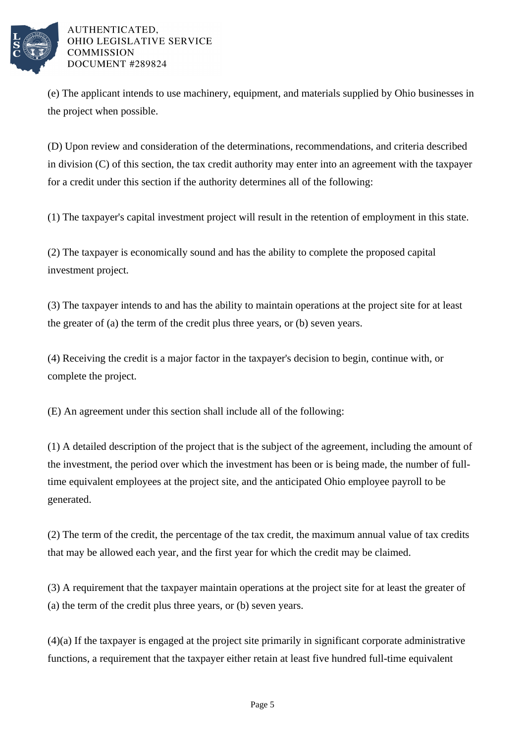(e) The applicant intends to use machinery, equipment, and materials supplied by Ohio businesses in the project when possible.

(D) Upon review and consideration of the determinations, recommendations, and criteria described in division (C) of this section, the tax credit authority may enter into an agreement with the taxpayer for a credit under this section if the authority determines all of the following:

(1) The taxpayer's capital investment project will result in the retention of employment in this state.

(2) The taxpayer is economically sound and has the ability to complete the proposed capital investment project.

(3) The taxpayer intends to and has the ability to maintain operations at the project site for at least the greater of (a) the term of the credit plus three years, or (b) seven years.

(4) Receiving the credit is a major factor in the taxpayer's decision to begin, continue with, or complete the project.

(E) An agreement under this section shall include all of the following:

(1) A detailed description of the project that is the subject of the agreement, including the amount of the investment, the period over which the investment has been or is being made, the number of full-time equivalent employees at the project site, and the anticipated Ohio employee payroll to be generated.

(2) The term of the credit, the percentage of the tax credit, the maximum annual value of tax credits that may be allowed each year, and the first year for which the credit may be claimed.

(3) A requirement that the taxpayer maintain operations at the project site for at least the greater of (a) the term of the credit plus three years, or (b) seven years.

(4)(a) If the taxpayer is engaged at the project site primarily in significant corporate administrative functions, a requirement that the taxpayer either retain at least five hundred full-time equivalent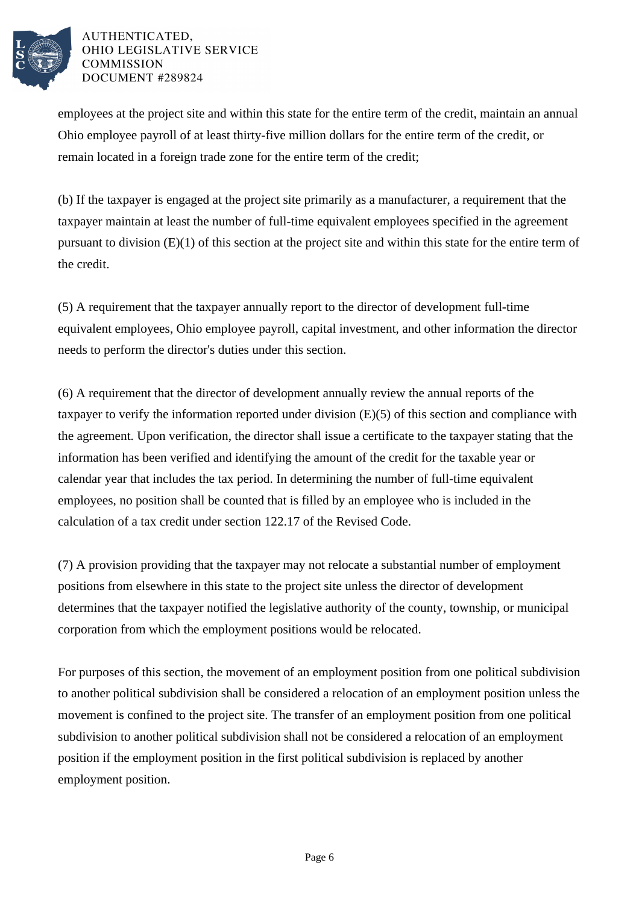employees at the project site and within this state for the entire term of the credit, maintain an annual Ohio employee payroll of at least thirty-five million dollars for the entire term of the credit, or remain located in a foreign trade zone for the entire term of the credit;

(b) If the taxpayer is engaged at the project site primarily as a manufacturer, a requirement that the taxpayer maintain at least the number of full-time equivalent employees specified in the agreement pursuant to division (E)(1) of this section at the project site and within this state for the entire term of the credit.

(5) A requirement that the taxpayer annually report to the director of development full-time equivalent employees, Ohio employee payroll, capital investment, and other information the director needs to perform the director's duties under this section.

(6) A requirement that the director of development annually review the annual reports of the taxpayer to verify the information reported under division (E)(5) of this section and compliance with the agreement. Upon verification, the director shall issue a certificate to the taxpayer stating that the information has been verified and identifying the amount of the credit for the taxable year or calendar year that includes the tax period. In determining the number of full-time equivalent employees, no position shall be counted that is filled by an employee who is included in the calculation of a tax credit under section 122.17 of the Revised Code.

(7) A provision providing that the taxpayer may not relocate a substantial number of employment positions from elsewhere in this state to the project site unless the director of development determines that the taxpayer notified the legislative authority of the county, township, or municipal corporation from which the employment positions would be relocated.

For purposes of this section, the movement of an employment position from one political subdivision to another political subdivision shall be considered a relocation of an employment position unless the movement is confined to the project site. The transfer of an employment position from one political subdivision to another political subdivision shall not be considered a relocation of an employment position if the employment position in the first political subdivision is replaced by another employment position.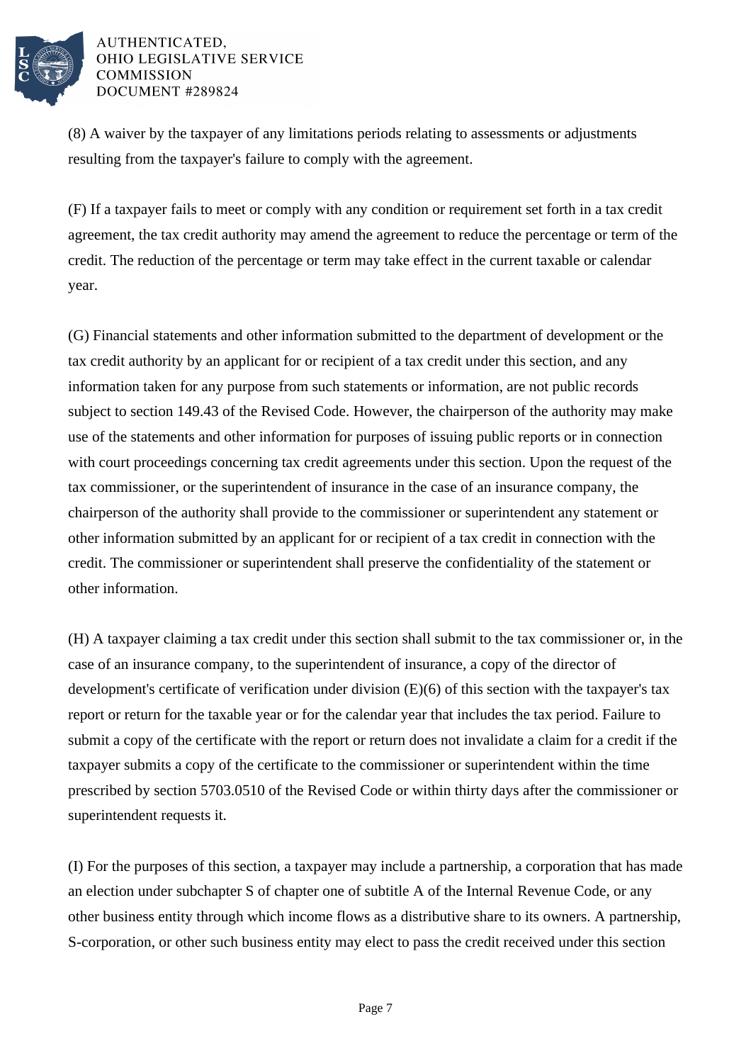(8) A waiver by the taxpayer of any limitations periods relating to assessments or adjustments resulting from the taxpayer's failure to comply with the agreement.

(F) If a taxpayer fails to meet or comply with any condition or requirement set forth in a tax credit agreement, the tax credit authority may amend the agreement to reduce the percentage or term of the credit. The reduction of the percentage or term may take effect in the current taxable or calendar year.

(G) Financial statements and other information submitted to the department of development or the tax credit authority by an applicant for or recipient of a tax credit under this section, and any information taken for any purpose from such statements or information, are not public records subject to section 149.43 of the Revised Code. However, the chairperson of the authority may make use of the statements and other information for purposes of issuing public reports or in connection with court proceedings concerning tax credit agreements under this section. Upon the request of the tax commissioner, or the superintendent of insurance in the case of an insurance company, the chairperson of the authority shall provide to the commissioner or superintendent any statement or other information submitted by an applicant for or recipient of a tax credit in connection with the credit. The commissioner or superintendent shall preserve the confidentiality of the statement or other information.

(H) A taxpayer claiming a tax credit under this section shall submit to the tax commissioner or, in the case of an insurance company, to the superintendent of insurance, a copy of the director of development's certificate of verification under division (E)(6) of this section with the taxpayer's tax report or return for the taxable year or for the calendar year that includes the tax period. Failure to submit a copy of the certificate with the report or return does not invalidate a claim for a credit if the taxpayer submits a copy of the certificate to the commissioner or superintendent within the time prescribed by section 5703.0510 of the Revised Code or within thirty days after the commissioner or superintendent requests it.

(I) For the purposes of this section, a taxpayer may include a partnership, a corporation that has made an election under subchapter S of chapter one of subtitle A of the Internal Revenue Code, or any other business entity through which income flows as a distributive share to its owners. A partnership, S-corporation, or other such business entity may elect to pass the credit received under this section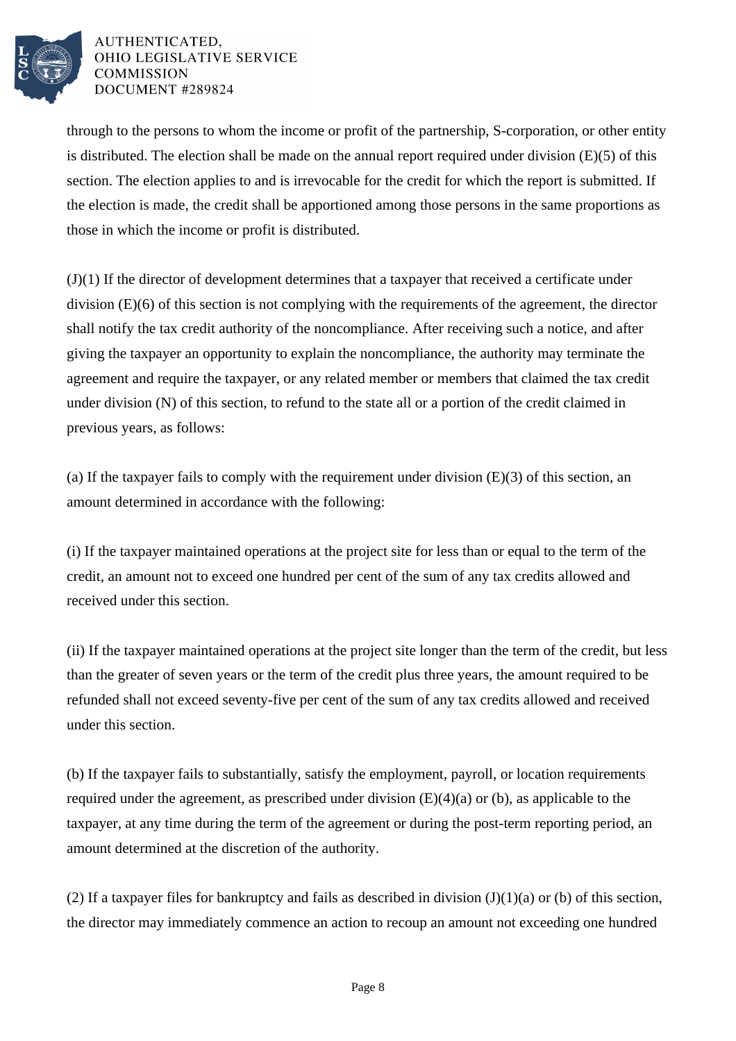through to the persons to whom the income or profit of the partnership, S-corporation, or other entity is distributed. The election shall be made on the annual report required under division (E)(5) of this section. The election applies to and is irrevocable for the credit for which the report is submitted. If the election is made, the credit shall be apportioned among those persons in the same proportions as those in which the income or profit is distributed.

(J)(1) If the director of development determines that a taxpayer that received a certificate under division (E)(6) of this section is not complying with the requirements of the agreement, the director shall notify the tax credit authority of the noncompliance. After receiving such a notice, and after giving the taxpayer an opportunity to explain the noncompliance, the authority may terminate the agreement and require the taxpayer, or any related member or members that claimed the tax credit under division (N) of this section, to refund to the state all or a portion of the credit claimed in previous years, as follows:

(a) If the taxpayer fails to comply with the requirement under division (E)(3) of this section, an amount determined in accordance with the following:

(i) If the taxpayer maintained operations at the project site for less than or equal to the term of the credit, an amount not to exceed one hundred per cent of the sum of any tax credits allowed and received under this section.

(ii) If the taxpayer maintained operations at the project site longer than the term of the credit, but less than the greater of seven years or the term of the credit plus three years, the amount required to be refunded shall not exceed seventy-five per cent of the sum of any tax credits allowed and received under this section.

(b) If the taxpayer fails to substantially, satisfy the employment, payroll, or location requirements required under the agreement, as prescribed under division (E)(4)(a) or (b), as applicable to the taxpayer, at any time during the term of the agreement or during the post-term reporting period, an amount determined at the discretion of the authority.

(2) If a taxpayer files for bankruptcy and fails as described in division (J)(1)(a) or (b) of this section, the director may immediately commence an action to recoup an amount not exceeding one hundred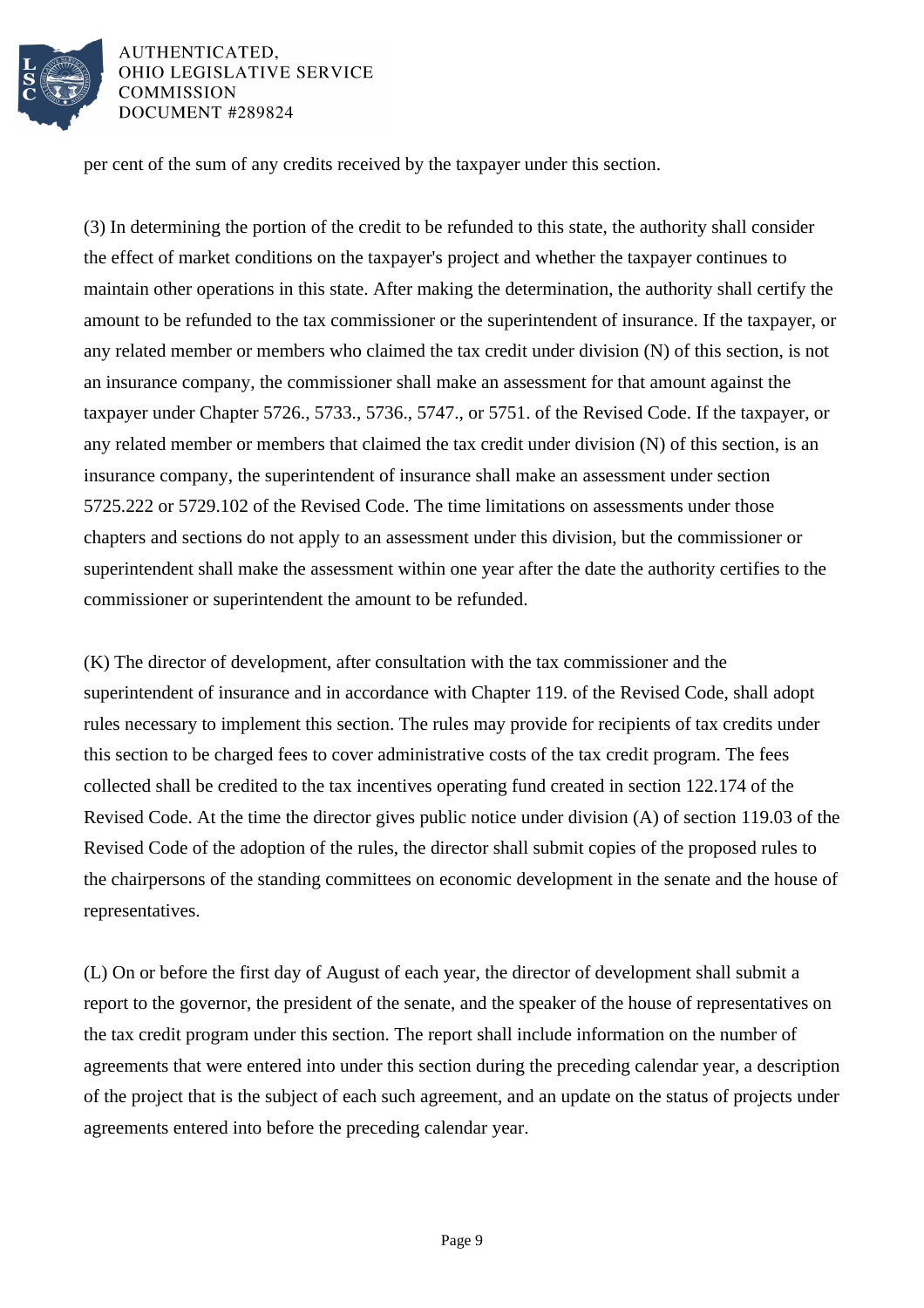per cent of the sum of any credits received by the taxpayer under this section.

(3) In determining the portion of the credit to be refunded to this state, the authority shall consider the effect of market conditions on the taxpayer's project and whether the taxpayer continues to maintain other operations in this state. After making the determination, the authority shall certify the amount to be refunded to the tax commissioner or the superintendent of insurance. If the taxpayer, or any related member or members who claimed the tax credit under division (N) of this section, is not an insurance company, the commissioner shall make an assessment for that amount against the taxpayer under Chapter 5726., 5733., 5736., 5747., or 5751. of the Revised Code. If the taxpayer, or any related member or members that claimed the tax credit under division (N) of this section, is an insurance company, the superintendent of insurance shall make an assessment under section 5725.222 or 5729.102 of the Revised Code. The time limitations on assessments under those chapters and sections do not apply to an assessment under this division, but the commissioner or superintendent shall make the assessment within one year after the date the authority certifies to the commissioner or superintendent the amount to be refunded.

(K) The director of development, after consultation with the tax commissioner and the superintendent of insurance and in accordance with Chapter 119. of the Revised Code, shall adopt rules necessary to implement this section. The rules may provide for recipients of tax credits under this section to be charged fees to cover administrative costs of the tax credit program. The fees collected shall be credited to the tax incentives operating fund created in section 122.174 of the Revised Code. At the time the director gives public notice under division (A) of section 119.03 of the Revised Code of the adoption of the rules, the director shall submit copies of the proposed rules to the chairpersons of the standing committees on economic development in the senate and the house of representatives.

(L) On or before the first day of August of each year, the director of development shall submit a report to the governor, the president of the senate, and the speaker of the house of representatives on the tax credit program under this section. The report shall include information on the number of agreements that were entered into under this section during the preceding calendar year, a description of the project that is the subject of each such agreement, and an update on the status of projects under agreements entered into before the preceding calendar year.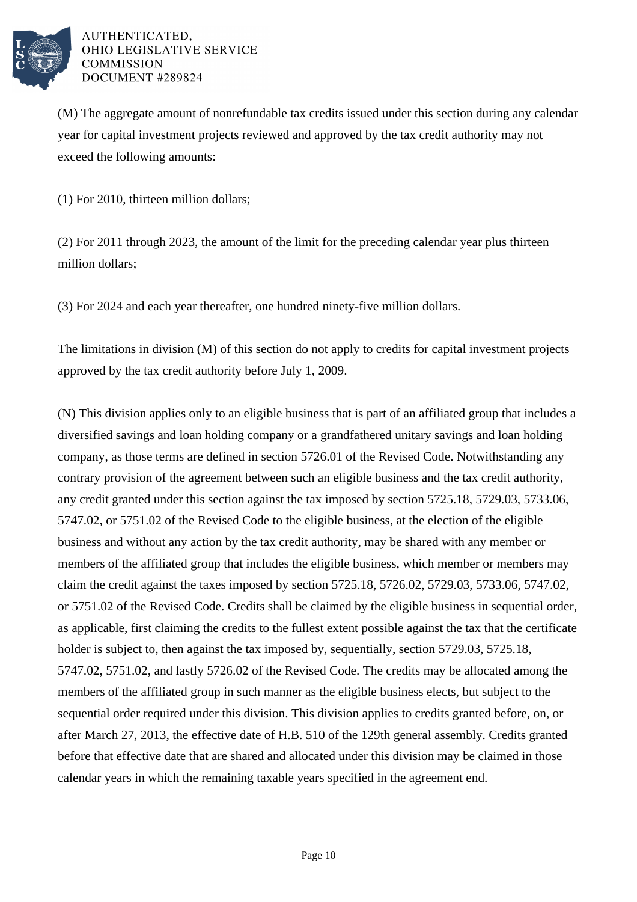(M) The aggregate amount of nonrefundable tax credits issued under this section during any calendar year for capital investment projects reviewed and approved by the tax credit authority may not exceed the following amounts:

(1) For 2010, thirteen million dollars;

(2) For 2011 through 2023, the amount of the limit for the preceding calendar year plus thirteen million dollars;

(3) For 2024 and each year thereafter, one hundred ninety-five million dollars.

The limitations in division (M) of this section do not apply to credits for capital investment projects approved by the tax credit authority before July 1, 2009.

(N) This division applies only to an eligible business that is part of an affiliated group that includes a diversified savings and loan holding company or a grandfathered unitary savings and loan holding company, as those terms are defined in section 5726.01 of the Revised Code. Notwithstanding any contrary provision of the agreement between such an eligible business and the tax credit authority, any credit granted under this section against the tax imposed by section 5725.18, 5729.03, 5733.06, 5747.02, or 5751.02 of the Revised Code to the eligible business, at the election of the eligible business and without any action by the tax credit authority, may be shared with any member or members of the affiliated group that includes the eligible business, which member or members may claim the credit against the taxes imposed by section 5725.18, 5726.02, 5729.03, 5733.06, 5747.02, or 5751.02 of the Revised Code. Credits shall be claimed by the eligible business in sequential order, as applicable, first claiming the credits to the fullest extent possible against the tax that the certificate holder is subject to, then against the tax imposed by, sequentially, section 5729.03, 5725.18, 5747.02, 5751.02, and lastly 5726.02 of the Revised Code. The credits may be allocated among the members of the affiliated group in such manner as the eligible business elects, but subject to the sequential order required under this division. This division applies to credits granted before, on, or after March 27, 2013, the effective date of H.B. 510 of the 129th general assembly. Credits granted before that effective date that are shared and allocated under this division may be claimed in those calendar years in which the remaining taxable years specified in the agreement end.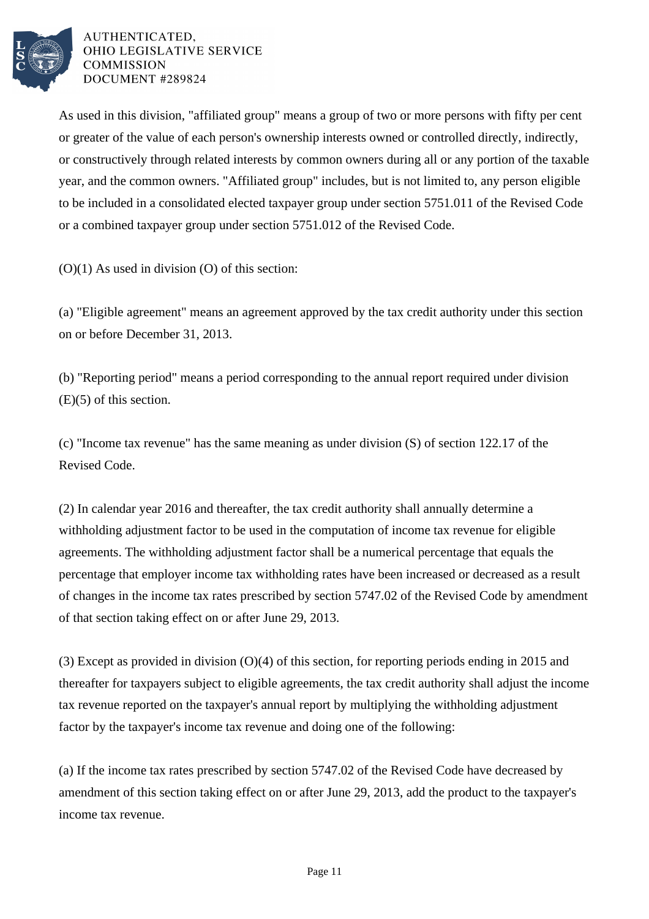As used in this division, "affiliated group" means a group of two or more persons with fifty per cent or greater of the value of each person's ownership interests owned or controlled directly, indirectly, or constructively through related interests by common owners during all or any portion of the taxable year, and the common owners. "Affiliated group" includes, but is not limited to, any person eligible to be included in a consolidated elected taxpayer group under section 5751.011 of the Revised Code or a combined taxpayer group under section 5751.012 of the Revised Code.

(O)(1) As used in division (O) of this section:

(a) "Eligible agreement" means an agreement approved by the tax credit authority under this section on or before December 31, 2013.

(b) "Reporting period" means a period corresponding to the annual report required under division (E)(5) of this section.

(c) "Income tax revenue" has the same meaning as under division (S) of section 122.17 of the Revised Code.

(2) In calendar year 2016 and thereafter, the tax credit authority shall annually determine a withholding adjustment factor to be used in the computation of income tax revenue for eligible agreements. The withholding adjustment factor shall be a numerical percentage that equals the percentage that employer income tax withholding rates have been increased or decreased as a result of changes in the income tax rates prescribed by section 5747.02 of the Revised Code by amendment of that section taking effect on or after June 29, 2013.

(3) Except as provided in division (O)(4) of this section, for reporting periods ending in 2015 and thereafter for taxpayers subject to eligible agreements, the tax credit authority shall adjust the income tax revenue reported on the taxpayer's annual report by multiplying the withholding adjustment factor by the taxpayer's income tax revenue and doing one of the following:

(a) If the income tax rates prescribed by section 5747.02 of the Revised Code have decreased by amendment of this section taking effect on or after June 29, 2013, add the product to the taxpayer's income tax revenue.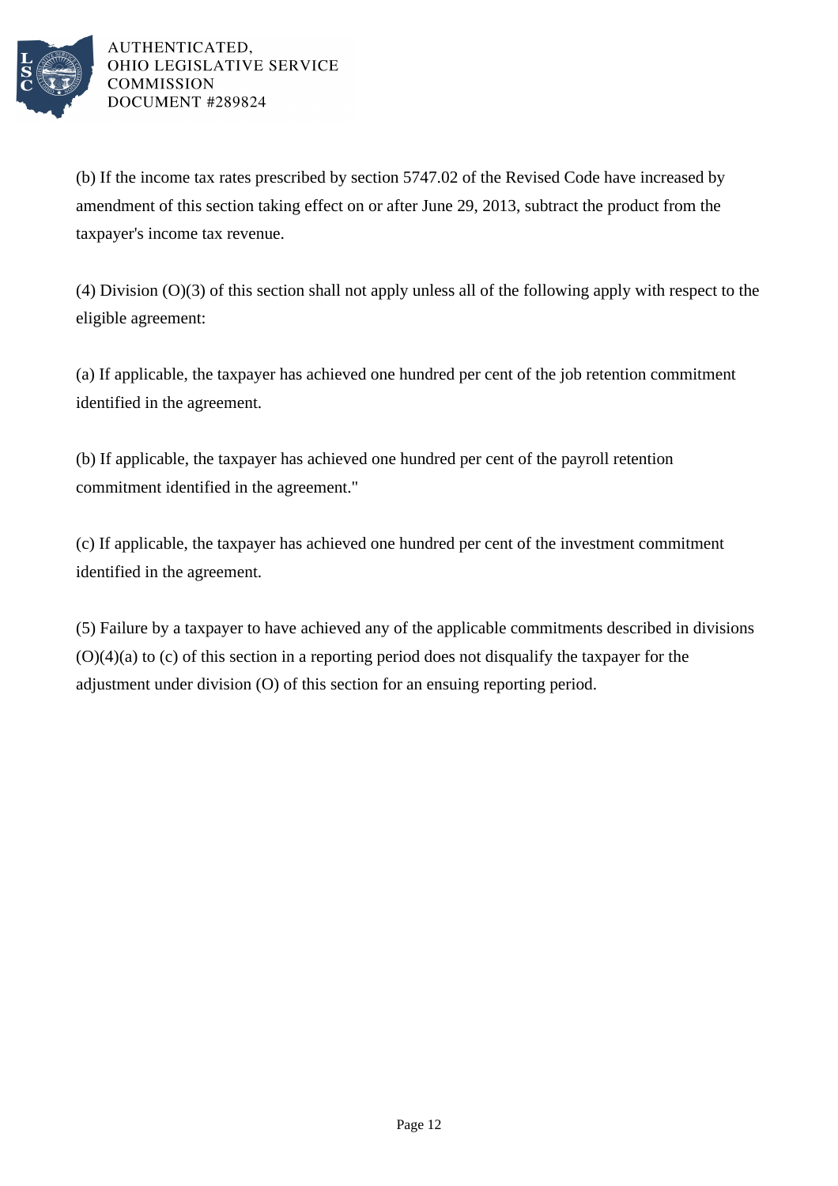(b) If the income tax rates prescribed by section 5747.02 of the Revised Code have increased by amendment of this section taking effect on or after June 29, 2013, subtract the product from the taxpayer's income tax revenue.

(4) Division (O)(3) of this section shall not apply unless all of the following apply with respect to the eligible agreement:

(a) If applicable, the taxpayer has achieved one hundred per cent of the job retention commitment identified in the agreement.

(b) If applicable, the taxpayer has achieved one hundred per cent of the payroll retention commitment identified in the agreement."

(c) If applicable, the taxpayer has achieved one hundred per cent of the investment commitment identified in the agreement.

(5) Failure by a taxpayer to have achieved any of the applicable commitments described in divisions (O)(4)(a) to (c) of this section in a reporting period does not disqualify the taxpayer for the adjustment under division (O) of this section for an ensuing reporting period.